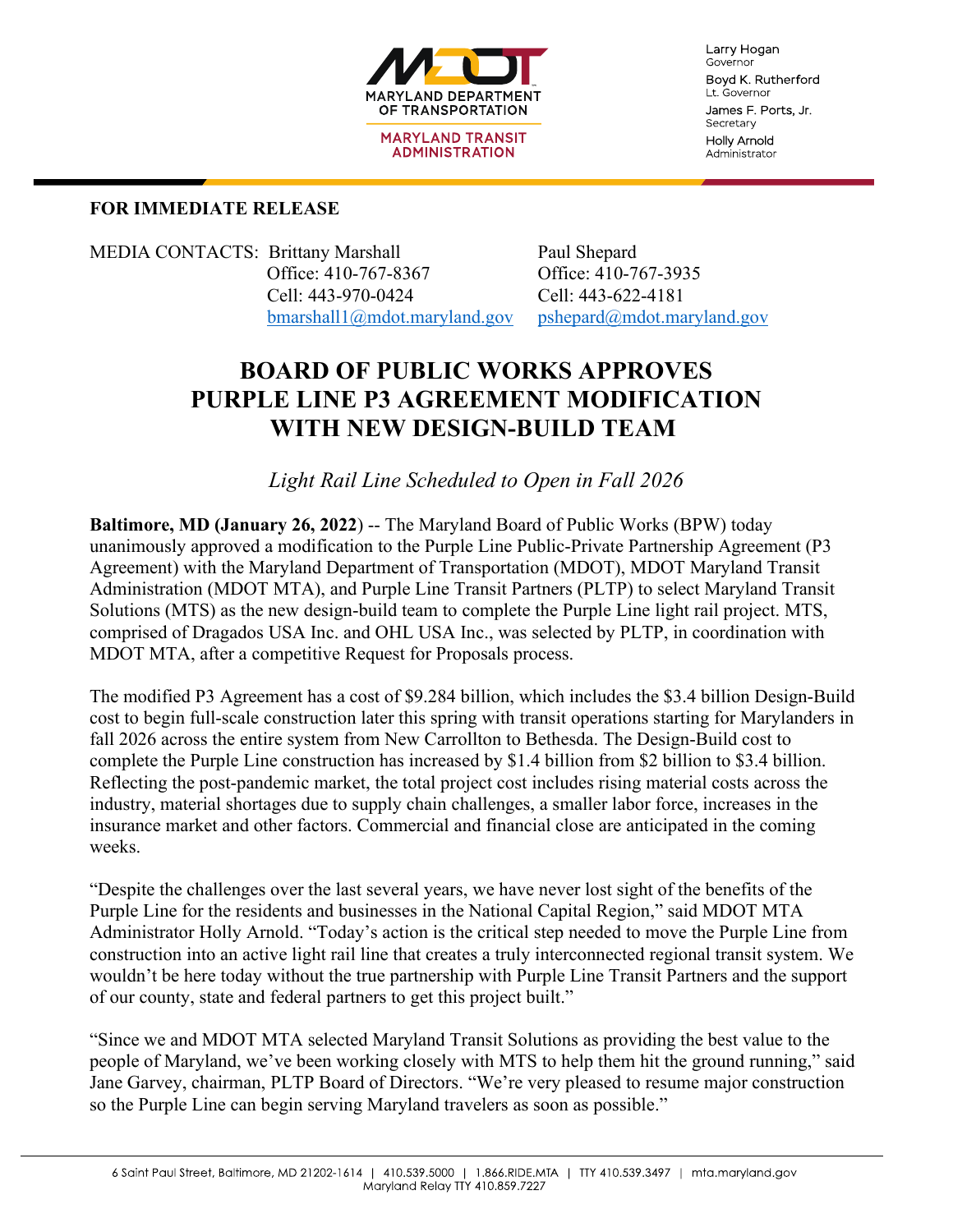MARYLAND DEPARTMENT OF TRANSPORTATION

MARYLAND TRANSIT ADMINISTRATION

Larry Hogan
Governor

Boyd K. Rutherford
Lt. Governor

James F. Ports, Jr.
Secretary

Holly Arnold
Administrator

**FOR IMMEDIATE RELEASE**

MEDIA CONTACTS: Brittany Marshall
Office: 410-767-8367
Cell: 443-970-0424
bmarshall1@mdot.maryland.gov

Paul Shepard
Office: 410-767-3935
Cell: 443-622-4181
pshepard@mdot.maryland.gov

# BOARD OF PUBLIC WORKS APPROVES PURPLE LINE P3 AGREEMENT MODIFICATION WITH NEW DESIGN-BUILD TEAM

*Light Rail Line Scheduled to Open in Fall 2026*

**Baltimore, MD (January 26, 2022**) -- The Maryland Board of Public Works (BPW) today unanimously approved a modification to the Purple Line Public-Private Partnership Agreement (P3 Agreement) with the Maryland Department of Transportation (MDOT), MDOT Maryland Transit Administration (MDOT MTA), and Purple Line Transit Partners (PLTP) to select Maryland Transit Solutions (MTS) as the new design-build team to complete the Purple Line light rail project. MTS, comprised of Dragados USA Inc. and OHL USA Inc., was selected by PLTP, in coordination with MDOT MTA, after a competitive Request for Proposals process.

The modified P3 Agreement has a cost of $9.284 billion, which includes the $3.4 billion Design-Build cost to begin full-scale construction later this spring with transit operations starting for Marylanders in fall 2026 across the entire system from New Carrollton to Bethesda. The Design-Build cost to complete the Purple Line construction has increased by $1.4 billion from $2 billion to $3.4 billion. Reflecting the post-pandemic market, the total project cost includes rising material costs across the industry, material shortages due to supply chain challenges, a smaller labor force, increases in the insurance market and other factors. Commercial and financial close are anticipated in the coming weeks.

"Despite the challenges over the last several years, we have never lost sight of the benefits of the Purple Line for the residents and businesses in the National Capital Region," said MDOT MTA Administrator Holly Arnold. "Today's action is the critical step needed to move the Purple Line from construction into an active light rail line that creates a truly interconnected regional transit system. We wouldn't be here today without the true partnership with Purple Line Transit Partners and the support of our county, state and federal partners to get this project built."

"Since we and MDOT MTA selected Maryland Transit Solutions as providing the best value to the people of Maryland, we've been working closely with MTS to help them hit the ground running," said Jane Garvey, chairman, PLTP Board of Directors. "We're very pleased to resume major construction so the Purple Line can begin serving Maryland travelers as soon as possible."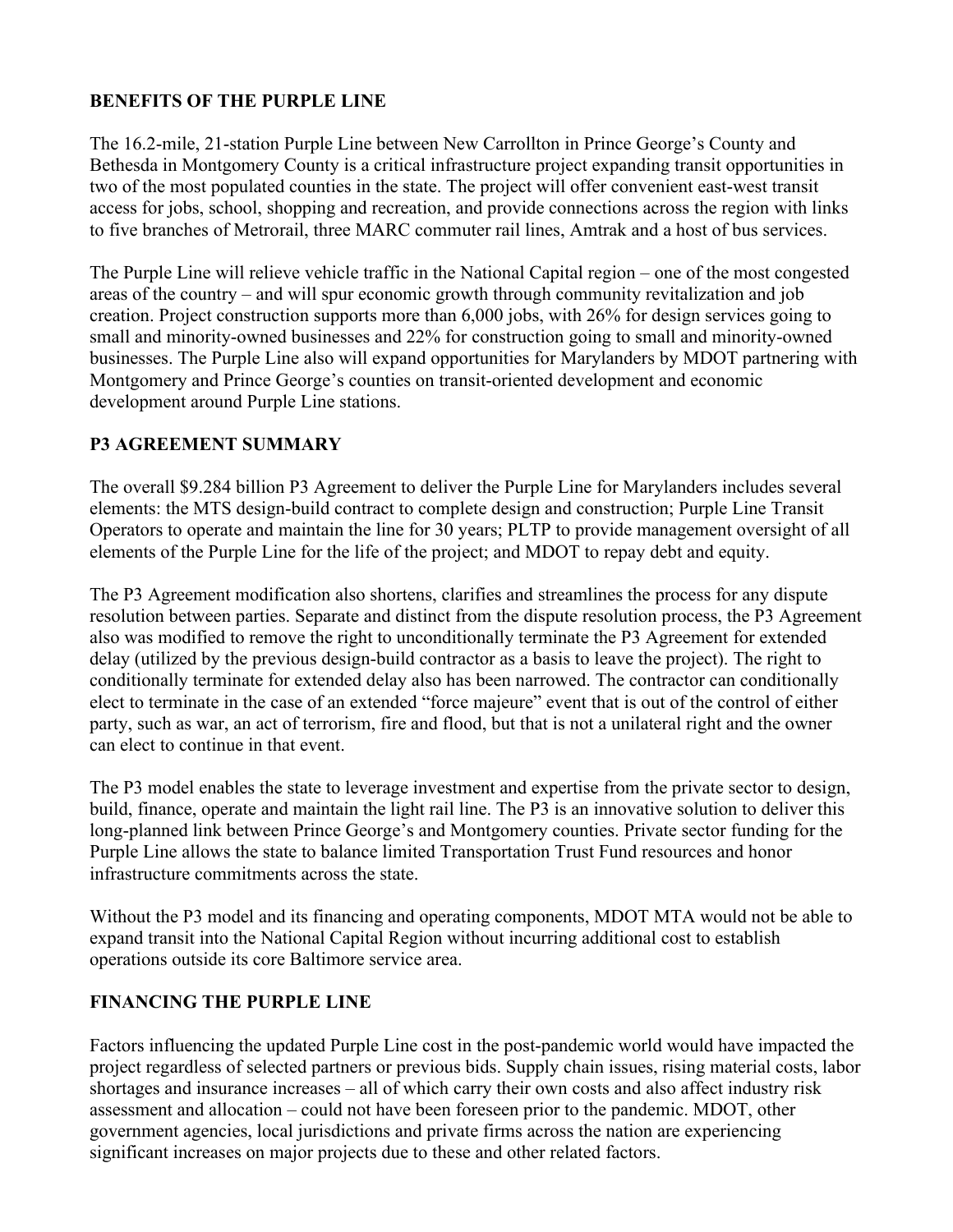## BENEFITS OF THE PURPLE LINE

The 16.2-mile, 21-station Purple Line between New Carrollton in Prince George's County and Bethesda in Montgomery County is a critical infrastructure project expanding transit opportunities in two of the most populated counties in the state. The project will offer convenient east-west transit access for jobs, school, shopping and recreation, and provide connections across the region with links to five branches of Metrorail, three MARC commuter rail lines, Amtrak and a host of bus services.

The Purple Line will relieve vehicle traffic in the National Capital region – one of the most congested areas of the country – and will spur economic growth through community revitalization and job creation. Project construction supports more than 6,000 jobs, with 26% for design services going to small and minority-owned businesses and 22% for construction going to small and minority-owned businesses. The Purple Line also will expand opportunities for Marylanders by MDOT partnering with Montgomery and Prince George's counties on transit-oriented development and economic development around Purple Line stations.

## P3 AGREEMENT SUMMARY

The overall $9.284 billion P3 Agreement to deliver the Purple Line for Marylanders includes several elements: the MTS design-build contract to complete design and construction; Purple Line Transit Operators to operate and maintain the line for 30 years; PLTP to provide management oversight of all elements of the Purple Line for the life of the project; and MDOT to repay debt and equity.

The P3 Agreement modification also shortens, clarifies and streamlines the process for any dispute resolution between parties. Separate and distinct from the dispute resolution process, the P3 Agreement also was modified to remove the right to unconditionally terminate the P3 Agreement for extended delay (utilized by the previous design-build contractor as a basis to leave the project). The right to conditionally terminate for extended delay also has been narrowed. The contractor can conditionally elect to terminate in the case of an extended "force majeure" event that is out of the control of either party, such as war, an act of terrorism, fire and flood, but that is not a unilateral right and the owner can elect to continue in that event.

The P3 model enables the state to leverage investment and expertise from the private sector to design, build, finance, operate and maintain the light rail line. The P3 is an innovative solution to deliver this long-planned link between Prince George's and Montgomery counties. Private sector funding for the Purple Line allows the state to balance limited Transportation Trust Fund resources and honor infrastructure commitments across the state.

Without the P3 model and its financing and operating components, MDOT MTA would not be able to expand transit into the National Capital Region without incurring additional cost to establish operations outside its core Baltimore service area.

## FINANCING THE PURPLE LINE

Factors influencing the updated Purple Line cost in the post-pandemic world would have impacted the project regardless of selected partners or previous bids. Supply chain issues, rising material costs, labor shortages and insurance increases – all of which carry their own costs and also affect industry risk assessment and allocation – could not have been foreseen prior to the pandemic. MDOT, other government agencies, local jurisdictions and private firms across the nation are experiencing significant increases on major projects due to these and other related factors.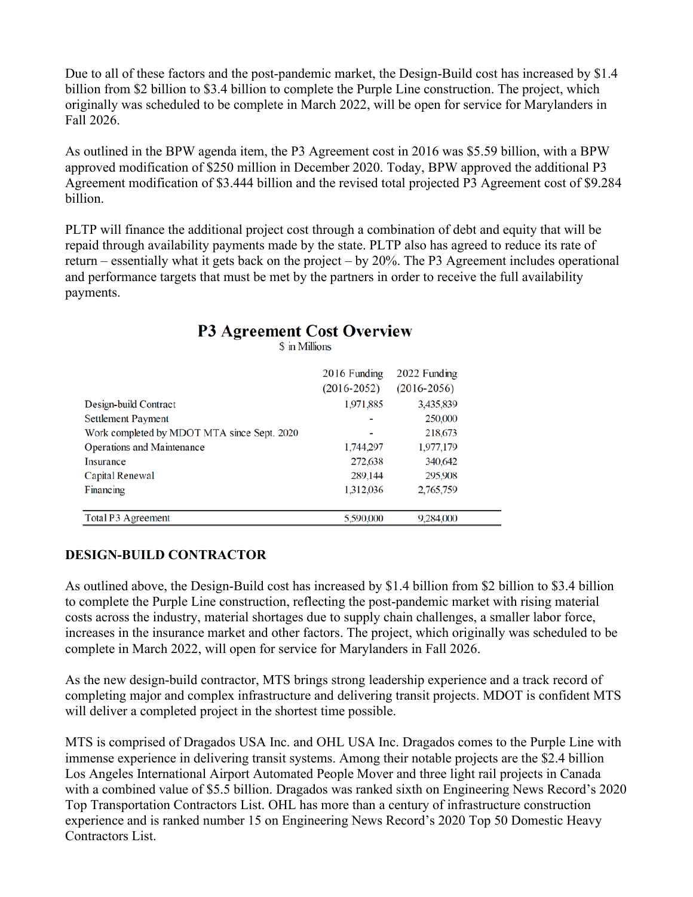Due to all of these factors and the post-pandemic market, the Design-Build cost has increased by $1.4 billion from $2 billion to $3.4 billion to complete the Purple Line construction. The project, which originally was scheduled to be complete in March 2022, will be open for service for Marylanders in Fall 2026.

As outlined in the BPW agenda item, the P3 Agreement cost in 2016 was $5.59 billion, with a BPW approved modification of $250 million in December 2020. Today, BPW approved the additional P3 Agreement modification of $3.444 billion and the revised total projected P3 Agreement cost of $9.284 billion.

PLTP will finance the additional project cost through a combination of debt and equity that will be repaid through availability payments made by the state. PLTP also has agreed to reduce its rate of return – essentially what it gets back on the project – by 20%. The P3 Agreement includes operational and performance targets that must be met by the partners in order to receive the full availability payments.

## P3 Agreement Cost Overview

$ in Millions

| | 2016 Funding (2016-2052) | 2022 Funding (2016-2056) |
|---|---|---|
| Design-build Contract | 1,971,885 | 3,435,839 |
| Settlement Payment | - | 250,000 |
| Work completed by MDOT MTA since Sept. 2020 | - | 218,673 |
| Operations and Maintenance | 1,744,297 | 1,977,179 |
| Insurance | 272,638 | 340,642 |
| Capital Renewal | 289,144 | 295,908 |
| Financing | 1,312,036 | 2,765,759 |
| Total P3 Agreement | 5,590,000 | 9,284,000 |

## DESIGN-BUILD CONTRACTOR

As outlined above, the Design-Build cost has increased by $1.4 billion from $2 billion to $3.4 billion to complete the Purple Line construction, reflecting the post-pandemic market with rising material costs across the industry, material shortages due to supply chain challenges, a smaller labor force, increases in the insurance market and other factors. The project, which originally was scheduled to be complete in March 2022, will open for service for Marylanders in Fall 2026.

As the new design-build contractor, MTS brings strong leadership experience and a track record of completing major and complex infrastructure and delivering transit projects. MDOT is confident MTS will deliver a completed project in the shortest time possible.

MTS is comprised of Dragados USA Inc. and OHL USA Inc. Dragados comes to the Purple Line with immense experience in delivering transit systems. Among their notable projects are the $2.4 billion Los Angeles International Airport Automated People Mover and three light rail projects in Canada with a combined value of $5.5 billion. Dragados was ranked sixth on Engineering News Record's 2020 Top Transportation Contractors List. OHL has more than a century of infrastructure construction experience and is ranked number 15 on Engineering News Record's 2020 Top 50 Domestic Heavy Contractors List.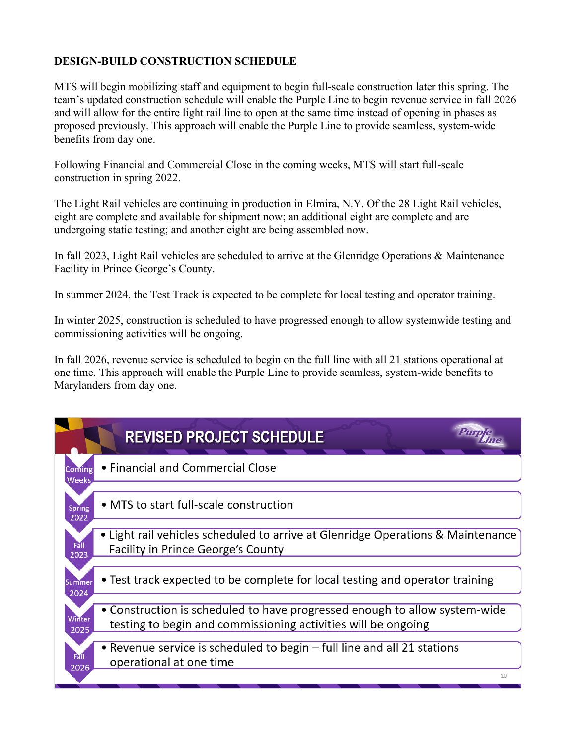**DESIGN-BUILD CONSTRUCTION SCHEDULE**

MTS will begin mobilizing staff and equipment to begin full-scale construction later this spring. The team's updated construction schedule will enable the Purple Line to begin revenue service in fall 2026 and will allow for the entire light rail line to open at the same time instead of opening in phases as proposed previously. This approach will enable the Purple Line to provide seamless, system-wide benefits from day one.

Following Financial and Commercial Close in the coming weeks, MTS will start full-scale construction in spring 2022.

The Light Rail vehicles are continuing in production in Elmira, N.Y. Of the 28 Light Rail vehicles, eight are complete and available for shipment now; an additional eight are complete and are undergoing static testing; and another eight are being assembled now.

In fall 2023, Light Rail vehicles are scheduled to arrive at the Glenridge Operations & Maintenance Facility in Prince George's County.

In summer 2024, the Test Track is expected to be complete for local testing and operator training.

In winter 2025, construction is scheduled to have progressed enough to allow systemwide testing and commissioning activities will be ongoing.

In fall 2026, revenue service is scheduled to begin on the full line with all 21 stations operational at one time. This approach will enable the Purple Line to provide seamless, system-wide benefits to Marylanders from day one.

**REVISED PROJECT SCHEDULE**

| Timeframe | Milestone |
| --- | --- |
| Coming Weeks | • Financial and Commercial Close |
| Spring 2022 | • MTS to start full-scale construction |
| Fall 2023 | • Light rail vehicles scheduled to arrive at Glenridge Operations & Maintenance Facility in Prince George's County |
| Summer 2024 | • Test track expected to be complete for local testing and operator training |
| Winter 2025 | • Construction is scheduled to have progressed enough to allow system-wide testing to begin and commissioning activities will be ongoing |
| Fall 2026 | • Revenue service is scheduled to begin – full line and all 21 stations operational at one time |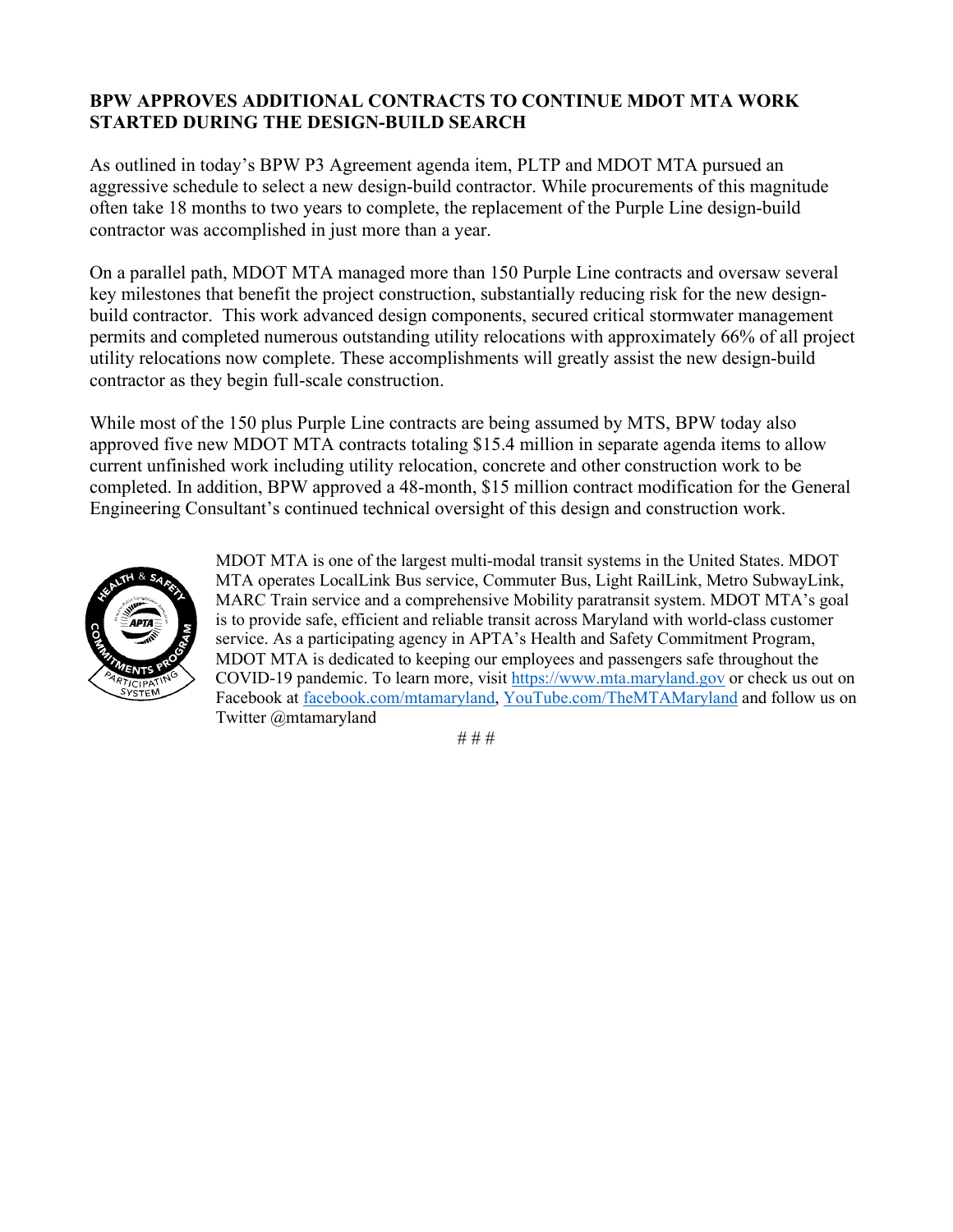**BPW APPROVES ADDITIONAL CONTRACTS TO CONTINUE MDOT MTA WORK STARTED DURING THE DESIGN-BUILD SEARCH**

As outlined in today's BPW P3 Agreement agenda item, PLTP and MDOT MTA pursued an aggressive schedule to select a new design-build contractor. While procurements of this magnitude often take 18 months to two years to complete, the replacement of the Purple Line design-build contractor was accomplished in just more than a year.

On a parallel path, MDOT MTA managed more than 150 Purple Line contracts and oversaw several key milestones that benefit the project construction, substantially reducing risk for the new design-build contractor. This work advanced design components, secured critical stormwater management permits and completed numerous outstanding utility relocations with approximately 66% of all project utility relocations now complete. These accomplishments will greatly assist the new design-build contractor as they begin full-scale construction.

While most of the 150 plus Purple Line contracts are being assumed by MTS, BPW today also approved five new MDOT MTA contracts totaling $15.4 million in separate agenda items to allow current unfinished work including utility relocation, concrete and other construction work to be completed. In addition, BPW approved a 48-month, $15 million contract modification for the General Engineering Consultant's continued technical oversight of this design and construction work.

MDOT MTA is one of the largest multi-modal transit systems in the United States. MDOT MTA operates LocalLink Bus service, Commuter Bus, Light RailLink, Metro SubwayLink, MARC Train service and a comprehensive Mobility paratransit system. MDOT MTA's goal is to provide safe, efficient and reliable transit across Maryland with world-class customer service. As a participating agency in APTA's Health and Safety Commitment Program, MDOT MTA is dedicated to keeping our employees and passengers safe throughout the COVID-19 pandemic. To learn more, visit https://www.mta.maryland.gov or check us out on Facebook at facebook.com/mtamaryland, YouTube.com/TheMTAMaryland and follow us on Twitter @mtamaryland

# # #